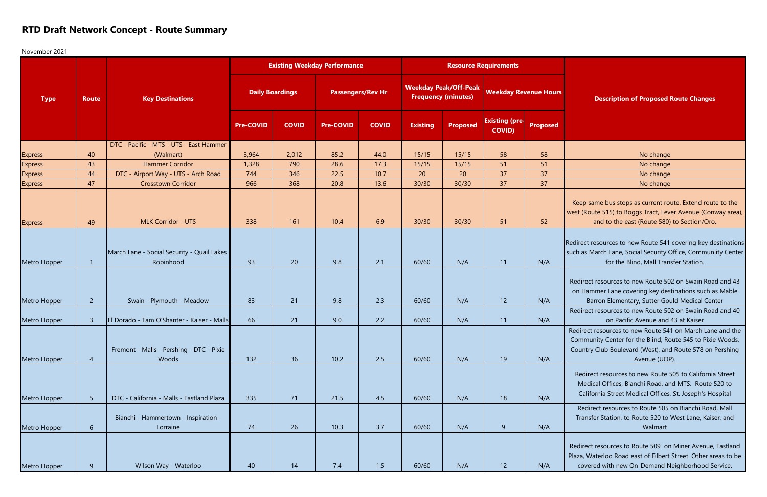## RTD Draft Network Concept - Route Summary

November 2021

| Type | Route | Key Destinations | Existing Weekday Performance | | | | Resource Requirements | | | | Description of Proposed Route Changes |
|---|---|---|---|---|---|---|---|---|---|---|---|
| | | | Daily Boardings | | Passengers/Rev Hr | | Weekday Peak/Off-Peak Frequency (minutes) | | Weekday Revenue Hours | | |
| | | | Pre-COVID | COVID | Pre-COVID | COVID | Existing | Proposed | Existing (pre-COVID) | Proposed | |
| Express | 40 | DTC - Pacific - MTS - UTS - East Hammer (Walmart) | 3,964 | 2,012 | 85.2 | 44.0 | 15/15 | 15/15 | 58 | 58 | No change |
| Express | 43 | Hammer Corridor | 1,328 | 790 | 28.6 | 17.3 | 15/15 | 15/15 | 51 | 51 | No change |
| Express | 44 | DTC - Airport Way - UTS - Arch Road | 744 | 346 | 22.5 | 10.7 | 20 | 20 | 37 | 37 | No change |
| Express | 47 | Crosstown Corridor | 966 | 368 | 20.8 | 13.6 | 30/30 | 30/30 | 37 | 37 | No change |
| Express | 49 | MLK Corridor - UTS | 338 | 161 | 10.4 | 6.9 | 30/30 | 30/30 | 51 | 52 | Keep same bus stops as current route. Extend route to the west (Route 515) to Boggs Tract, Lever Avenue (Conway area), and to the east (Route 580) to Section/Oro. |
| Metro Hopper | 1 | March Lane - Social Security - Quail Lakes Robinhood | 93 | 20 | 9.8 | 2.1 | 60/60 | N/A | 11 | N/A | Redirect resources to new Route 541 covering key destinations such as March Lane, Social Security Office, Communiity Center for the Blind, Mall Transfer Station. |
| Metro Hopper | 2 | Swain - Plymouth - Meadow | 83 | 21 | 9.8 | 2.3 | 60/60 | N/A | 12 | N/A | Redirect resources to new Route 502 on Swain Road and 43 on Hammer Lane covering key destinations such as Mable Barron Elementary, Sutter Gould Medical Center |
| Metro Hopper | 3 | El Dorado - Tam O'Shanter - Kaiser - Malls | 66 | 21 | 9.0 | 2.2 | 60/60 | N/A | 11 | N/A | Redirect resources to new Route 502 on Swain Road and 40 on Pacific Avenue and 43 at Kaiser |
| Metro Hopper | 4 | Fremont - Malls - Pershing - DTC - Pixie Woods | 132 | 36 | 10.2 | 2.5 | 60/60 | N/A | 19 | N/A | Redirect resources to new Route 541 on March Lane and the Community Center for the Blind, Route 545 to Pixie Woods, Country Club Boulevard (West), and Route 578 on Pershing Avenue (UOP). |
| Metro Hopper | 5 | DTC - California - Malls - Eastland Plaza | 335 | 71 | 21.5 | 4.5 | 60/60 | N/A | 18 | N/A | Redirect resources to new Route 505 to California Street Medical Offices, Bianchi Road, and MTS. Route 520 to California Street Medical Offices, St. Joseph's Hospital |
| Metro Hopper | 6 | Bianchi - Hammertown - Inspiration - Lorraine | 74 | 26 | 10.3 | 3.7 | 60/60 | N/A | 9 | N/A | Redirect resources to Route 505 on Bianchi Road, Mall Transfer Station, to Route 520 to West Lane, Kaiser, and Walmart |
| Metro Hopper | 9 | Wilson Way - Waterloo | 40 | 14 | 7.4 | 1.5 | 60/60 | N/A | 12 | N/A | Redirect resources to Route 509 on Miner Avenue, Eastland Plaza, Waterloo Road east of Filbert Street. Other areas to be covered with new On-Demand Neighborhood Service. |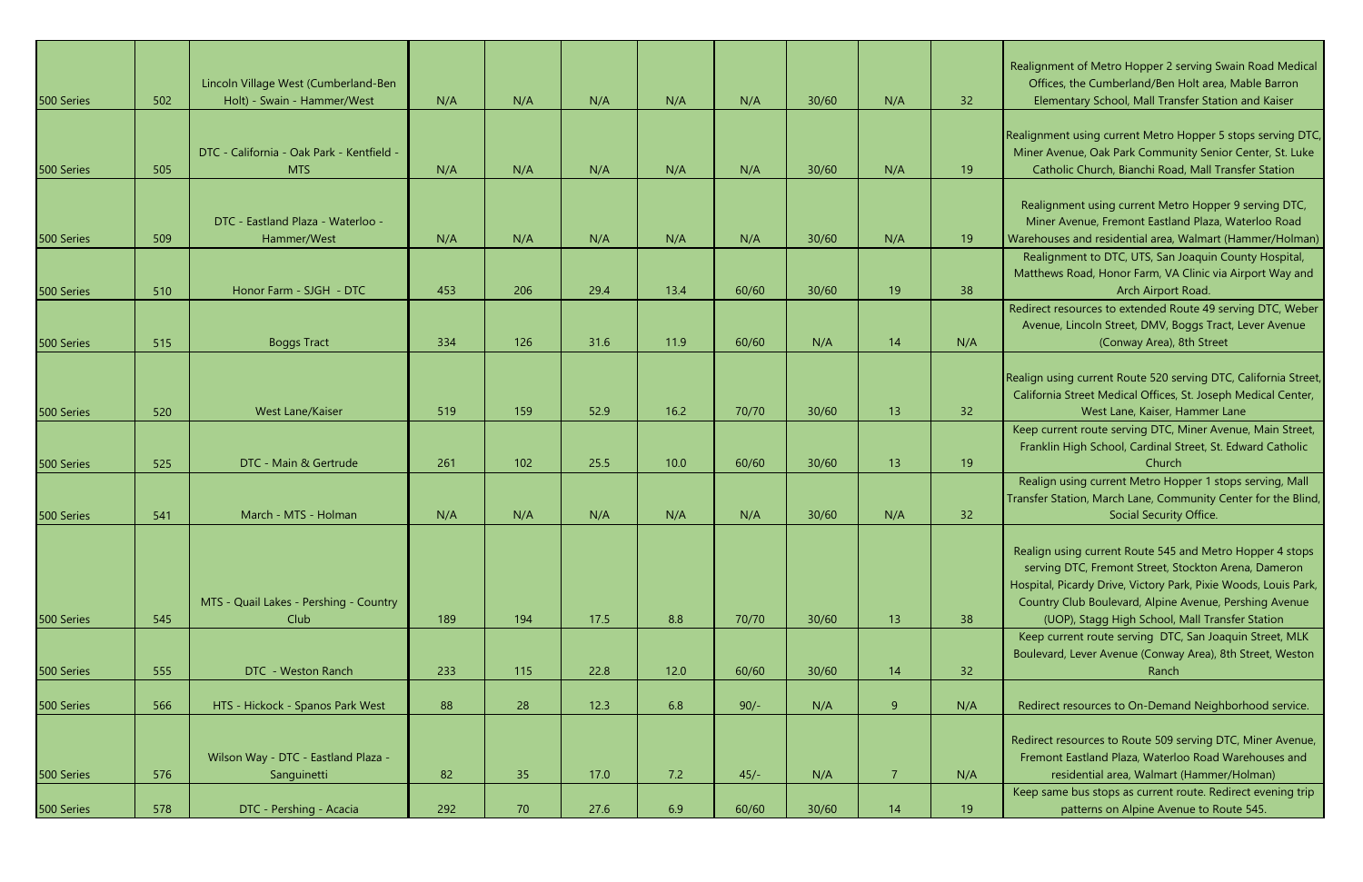| 500 Series | 502 | Lincoln Village West (Cumberland-Ben Holt) - Swain - Hammer/West | N/A | N/A | N/A | N/A | N/A | 30/60 | N/A | 32 | Realignment of Metro Hopper 2 serving Swain Road Medical Offices, the Cumberland/Ben Holt area, Mable Barron Elementary School, Mall Transfer Station and Kaiser |
|---|---|---|---|---|---|---|---|---|---|---|---|
| 500 Series | 505 | DTC - California - Oak Park - Kentfield - MTS | N/A | N/A | N/A | N/A | N/A | 30/60 | N/A | 19 | Realignment using current Metro Hopper 5 stops serving DTC, Miner Avenue, Oak Park Community Senior Center, St. Luke Catholic Church, Bianchi Road, Mall Transfer Station |
| 500 Series | 509 | DTC - Eastland Plaza - Waterloo - Hammer/West | N/A | N/A | N/A | N/A | N/A | 30/60 | N/A | 19 | Realignment using current Metro Hopper 9 serving DTC, Miner Avenue, Fremont Eastland Plaza, Waterloo Road Warehouses and residential area, Walmart (Hammer/Holman) |
| 500 Series | 510 | Honor Farm - SJGH - DTC | 453 | 206 | 29.4 | 13.4 | 60/60 | 30/60 | 19 | 38 | Realignment to DTC, UTS, San Joaquin County Hospital, Matthews Road, Honor Farm, VA Clinic via Airport Way and Arch Airport Road. |
| 500 Series | 515 | Boggs Tract | 334 | 126 | 31.6 | 11.9 | 60/60 | N/A | 14 | N/A | Redirect resources to extended Route 49 serving DTC, Weber Avenue, Lincoln Street, DMV, Boggs Tract, Lever Avenue (Conway Area), 8th Street |
| 500 Series | 520 | West Lane/Kaiser | 519 | 159 | 52.9 | 16.2 | 70/70 | 30/60 | 13 | 32 | Realign using current Route 520 serving DTC, California Street, California Street Medical Offices, St. Joseph Medical Center, West Lane, Kaiser, Hammer Lane |
| 500 Series | 525 | DTC - Main & Gertrude | 261 | 102 | 25.5 | 10.0 | 60/60 | 30/60 | 13 | 19 | Keep current route serving DTC, Miner Avenue, Main Street, Franklin High School, Cardinal Street, St. Edward Catholic Church |
| 500 Series | 541 | March - MTS - Holman | N/A | N/A | N/A | N/A | N/A | 30/60 | N/A | 32 | Realign using current Metro Hopper 1 stops serving, Mall Transfer Station, March Lane, Community Center for the Blind, Social Security Office. |
| 500 Series | 545 | MTS - Quail Lakes - Pershing - Country Club | 189 | 194 | 17.5 | 8.8 | 70/70 | 30/60 | 13 | 38 | Realign using current Route 545 and Metro Hopper 4 stops serving DTC, Fremont Street, Stockton Arena, Dameron Hospital, Picardy Drive, Victory Park, Pixie Woods, Louis Park, Country Club Boulevard, Alpine Avenue, Pershing Avenue (UOP), Stagg High School, Mall Transfer Station |
| 500 Series | 555 | DTC - Weston Ranch | 233 | 115 | 22.8 | 12.0 | 60/60 | 30/60 | 14 | 32 | Keep current route serving DTC, San Joaquin Street, MLK Boulevard, Lever Avenue (Conway Area), 8th Street, Weston Ranch |
| 500 Series | 566 | HTS - Hickock - Spanos Park West | 88 | 28 | 12.3 | 6.8 | 90/- | N/A | 9 | N/A | Redirect resources to On-Demand Neighborhood service. |
| 500 Series | 576 | Wilson Way - DTC - Eastland Plaza - Sanguinetti | 82 | 35 | 17.0 | 7.2 | 45/- | N/A | 7 | N/A | Redirect resources to Route 509 serving DTC, Miner Avenue, Fremont Eastland Plaza, Waterloo Road Warehouses and residential area, Walmart (Hammer/Holman) |
| 500 Series | 578 | DTC - Pershing - Acacia | 292 | 70 | 27.6 | 6.9 | 60/60 | 30/60 | 14 | 19 | Keep same bus stops as current route. Redirect evening trip patterns on Alpine Avenue to Route 545. |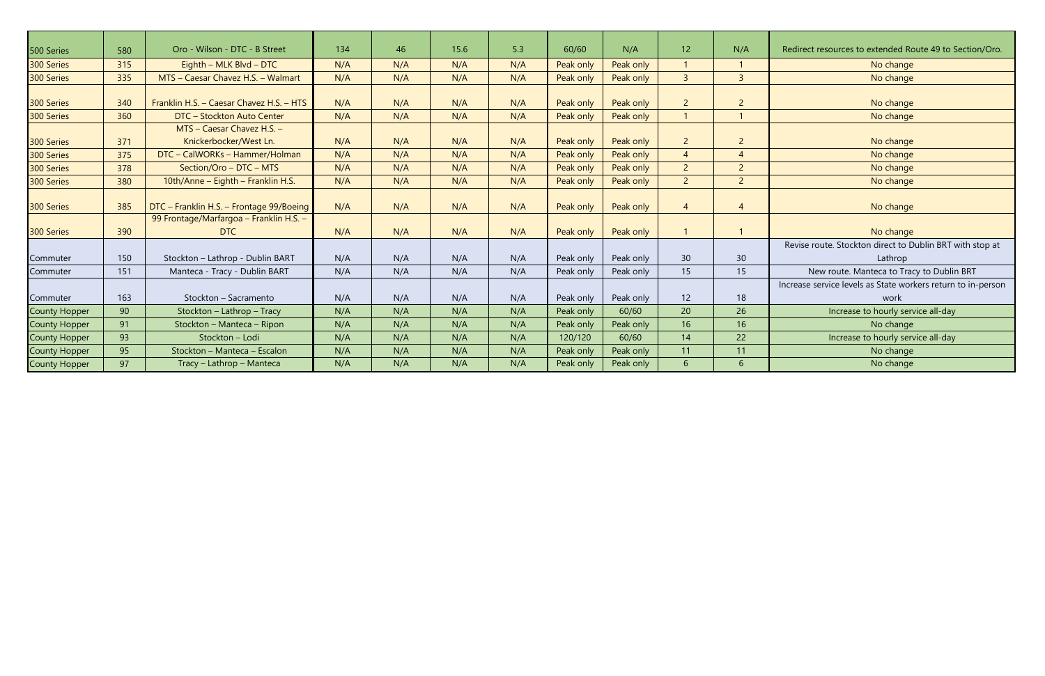| | | | | | | | | | | | |
|---|---|---|---|---|---|---|---|---|---|---|---|
| 500 Series | 580 | Oro - Wilson - DTC - B Street | 134 | 46 | 15.6 | 5.3 | 60/60 | N/A | 12 | N/A | Redirect resources to extended Route 49 to Section/Oro. |
| 300 Series | 315 | Eighth – MLK Blvd – DTC | N/A | N/A | N/A | N/A | Peak only | Peak only | 1 | 1 | No change |
| 300 Series | 335 | MTS – Caesar Chavez H.S. – Walmart | N/A | N/A | N/A | N/A | Peak only | Peak only | 3 | 3 | No change |
| 300 Series | 340 | Franklin H.S. – Caesar Chavez H.S. – HTS | N/A | N/A | N/A | N/A | Peak only | Peak only | 2 | 2 | No change |
| 300 Series | 360 | DTC – Stockton Auto Center | N/A | N/A | N/A | N/A | Peak only | Peak only | 1 | 1 | No change |
| 300 Series | 371 | MTS – Caesar Chavez H.S. – Knickerbocker/West Ln. | N/A | N/A | N/A | N/A | Peak only | Peak only | 2 | 2 | No change |
| 300 Series | 375 | DTC – CalWORKs – Hammer/Holman | N/A | N/A | N/A | N/A | Peak only | Peak only | 4 | 4 | No change |
| 300 Series | 378 | Section/Oro – DTC – MTS | N/A | N/A | N/A | N/A | Peak only | Peak only | 2 | 2 | No change |
| 300 Series | 380 | 10th/Anne – Eighth – Franklin H.S. | N/A | N/A | N/A | N/A | Peak only | Peak only | 2 | 2 | No change |
| 300 Series | 385 | DTC – Franklin H.S. – Frontage 99/Boeing | N/A | N/A | N/A | N/A | Peak only | Peak only | 4 | 4 | No change |
| 300 Series | 390 | 99 Frontage/Marfargoa – Franklin H.S. – DTC | N/A | N/A | N/A | N/A | Peak only | Peak only | 1 | 1 | No change |
| Commuter | 150 | Stockton – Lathrop - Dublin BART | N/A | N/A | N/A | N/A | Peak only | Peak only | 30 | 30 | Revise route. Stockton direct to Dublin BRT with stop at Lathrop |
| Commuter | 151 | Manteca - Tracy - Dublin BART | N/A | N/A | N/A | N/A | Peak only | Peak only | 15 | 15 | New route. Manteca to Tracy to Dublin BRT |
| Commuter | 163 | Stockton – Sacramento | N/A | N/A | N/A | N/A | Peak only | Peak only | 12 | 18 | Increase service levels as State workers return to in-person work |
| County Hopper | 90 | Stockton – Lathrop – Tracy | N/A | N/A | N/A | N/A | Peak only | 60/60 | 20 | 26 | Increase to hourly service all-day |
| County Hopper | 91 | Stockton – Manteca – Ripon | N/A | N/A | N/A | N/A | Peak only | Peak only | 16 | 16 | No change |
| County Hopper | 93 | Stockton – Lodi | N/A | N/A | N/A | N/A | 120/120 | 60/60 | 14 | 22 | Increase to hourly service all-day |
| County Hopper | 95 | Stockton – Manteca – Escalon | N/A | N/A | N/A | N/A | Peak only | Peak only | 11 | 11 | No change |
| County Hopper | 97 | Tracy – Lathrop – Manteca | N/A | N/A | N/A | N/A | Peak only | Peak only | 6 | 6 | No change |